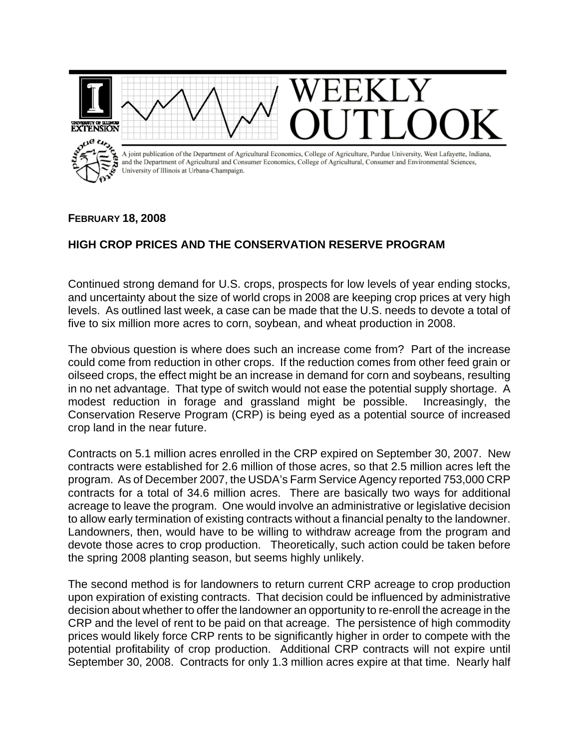# WEEKLY OUTLOOK

A joint publication of the Department of Agricultural Economics, College of Agriculture, Purdue University, West Lafayette, Indiana, and the Department of Agricultural and Consumer Economics, College of Agricultural, Consumer and Environmental Sciences, University of Illinois at Urbana-Champaign.

**FEBRUARY 18, 2008**

## HIGH CROP PRICES AND THE CONSERVATION RESERVE PROGRAM

Continued strong demand for U.S. crops, prospects for low levels of year ending stocks, and uncertainty about the size of world crops in 2008 are keeping crop prices at very high levels. As outlined last week, a case can be made that the U.S. needs to devote a total of five to six million more acres to corn, soybean, and wheat production in 2008.

The obvious question is where does such an increase come from? Part of the increase could come from reduction in other crops. If the reduction comes from other feed grain or oilseed crops, the effect might be an increase in demand for corn and soybeans, resulting in no net advantage. That type of switch would not ease the potential supply shortage. A modest reduction in forage and grassland might be possible. Increasingly, the Conservation Reserve Program (CRP) is being eyed as a potential source of increased crop land in the near future.

Contracts on 5.1 million acres enrolled in the CRP expired on September 30, 2007. New contracts were established for 2.6 million of those acres, so that 2.5 million acres left the program. As of December 2007, the USDA's Farm Service Agency reported 753,000 CRP contracts for a total of 34.6 million acres. There are basically two ways for additional acreage to leave the program. One would involve an administrative or legislative decision to allow early termination of existing contracts without a financial penalty to the landowner. Landowners, then, would have to be willing to withdraw acreage from the program and devote those acres to crop production. Theoretically, such action could be taken before the spring 2008 planting season, but seems highly unlikely.

The second method is for landowners to return current CRP acreage to crop production upon expiration of existing contracts. That decision could be influenced by administrative decision about whether to offer the landowner an opportunity to re-enroll the acreage in the CRP and the level of rent to be paid on that acreage. The persistence of high commodity prices would likely force CRP rents to be significantly higher in order to compete with the potential profitability of crop production. Additional CRP contracts will not expire until September 30, 2008. Contracts for only 1.3 million acres expire at that time. Nearly half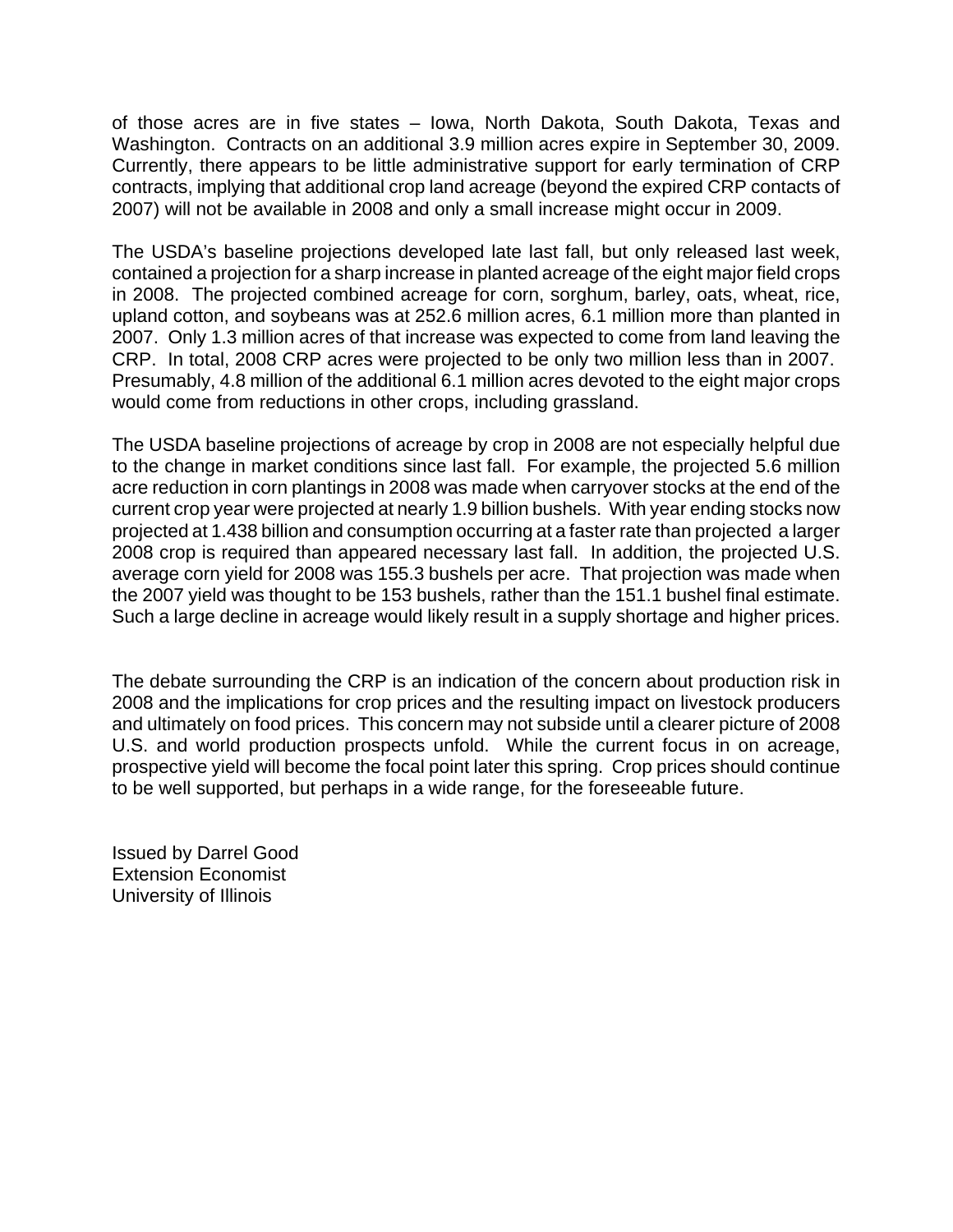of those acres are in five states – Iowa, North Dakota, South Dakota, Texas and Washington. Contracts on an additional 3.9 million acres expire in September 30, 2009. Currently, there appears to be little administrative support for early termination of CRP contracts, implying that additional crop land acreage (beyond the expired CRP contacts of 2007) will not be available in 2008 and only a small increase might occur in 2009.

The USDA's baseline projections developed late last fall, but only released last week, contained a projection for a sharp increase in planted acreage of the eight major field crops in 2008. The projected combined acreage for corn, sorghum, barley, oats, wheat, rice, upland cotton, and soybeans was at 252.6 million acres, 6.1 million more than planted in 2007. Only 1.3 million acres of that increase was expected to come from land leaving the CRP. In total, 2008 CRP acres were projected to be only two million less than in 2007. Presumably, 4.8 million of the additional 6.1 million acres devoted to the eight major crops would come from reductions in other crops, including grassland.

The USDA baseline projections of acreage by crop in 2008 are not especially helpful due to the change in market conditions since last fall. For example, the projected 5.6 million acre reduction in corn plantings in 2008 was made when carryover stocks at the end of the current crop year were projected at nearly 1.9 billion bushels. With year ending stocks now projected at 1.438 billion and consumption occurring at a faster rate than projected a larger 2008 crop is required than appeared necessary last fall. In addition, the projected U.S. average corn yield for 2008 was 155.3 bushels per acre. That projection was made when the 2007 yield was thought to be 153 bushels, rather than the 151.1 bushel final estimate. Such a large decline in acreage would likely result in a supply shortage and higher prices.

The debate surrounding the CRP is an indication of the concern about production risk in 2008 and the implications for crop prices and the resulting impact on livestock producers and ultimately on food prices. This concern may not subside until a clearer picture of 2008 U.S. and world production prospects unfold. While the current focus in on acreage, prospective yield will become the focal point later this spring. Crop prices should continue to be well supported, but perhaps in a wide range, for the foreseeable future.

Issued by Darrel Good
Extension Economist
University of Illinois